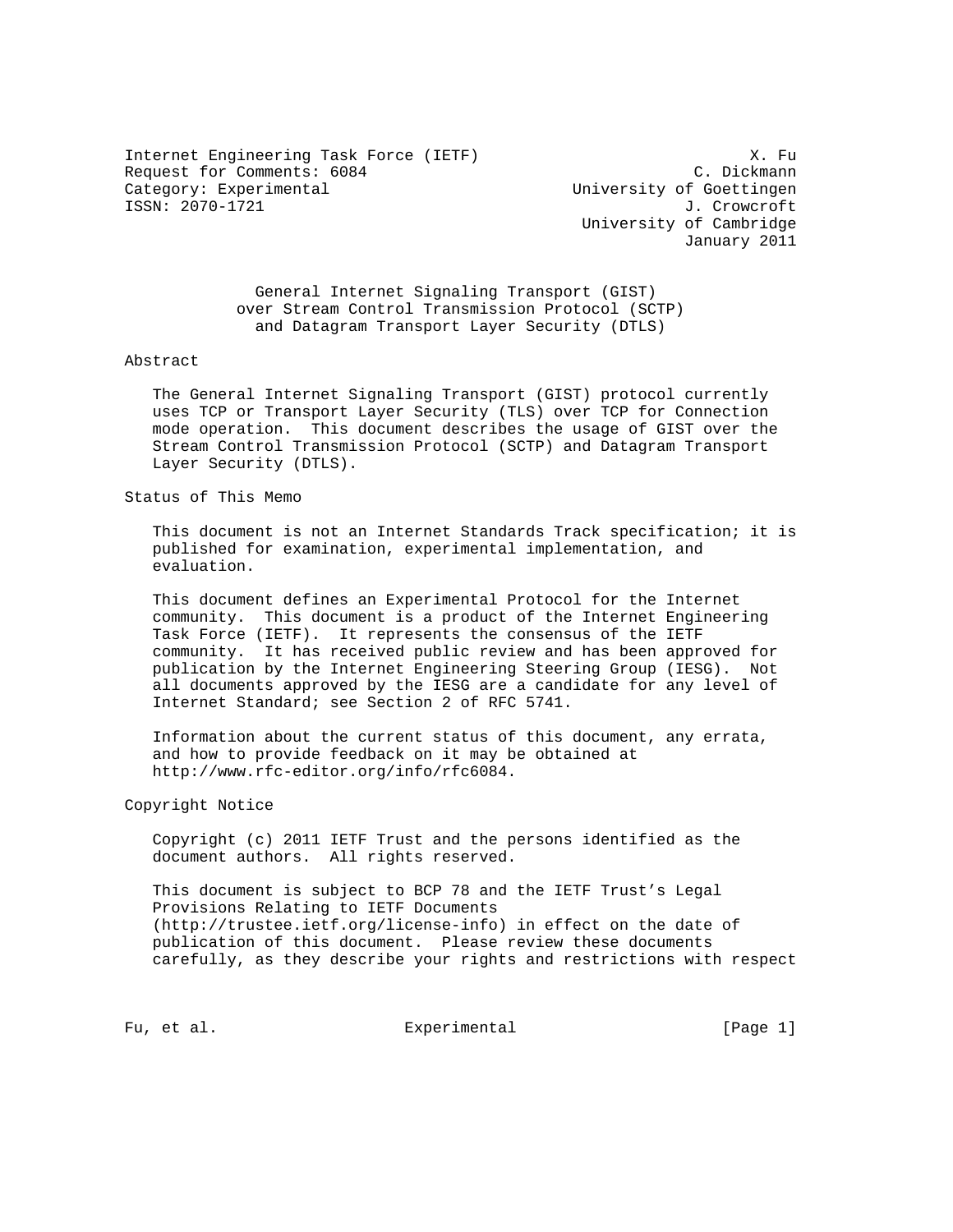Internet Engineering Task Force (IETF) X. Fu
Request for Comments: 6084 C. Dickmann
Category: Experimental University of Goettingen
ISSN: 2070-1721 J. Crowcroft
University of Cambridge
January 2011

# General Internet Signaling Transport (GIST) over Stream Control Transmission Protocol (SCTP) and Datagram Transport Layer Security (DTLS)

## Abstract

The General Internet Signaling Transport (GIST) protocol currently uses TCP or Transport Layer Security (TLS) over TCP for Connection mode operation. This document describes the usage of GIST over the Stream Control Transmission Protocol (SCTP) and Datagram Transport Layer Security (DTLS).

## Status of This Memo

This document is not an Internet Standards Track specification; it is published for examination, experimental implementation, and evaluation.

This document defines an Experimental Protocol for the Internet community. This document is a product of the Internet Engineering Task Force (IETF). It represents the consensus of the IETF community. It has received public review and has been approved for publication by the Internet Engineering Steering Group (IESG). Not all documents approved by the IESG are a candidate for any level of Internet Standard; see Section 2 of RFC 5741.

Information about the current status of this document, any errata, and how to provide feedback on it may be obtained at http://www.rfc-editor.org/info/rfc6084.

## Copyright Notice

Copyright (c) 2011 IETF Trust and the persons identified as the document authors. All rights reserved.

This document is subject to BCP 78 and the IETF Trust's Legal Provisions Relating to IETF Documents (http://trustee.ietf.org/license-info) in effect on the date of publication of this document. Please review these documents carefully, as they describe your rights and restrictions with respect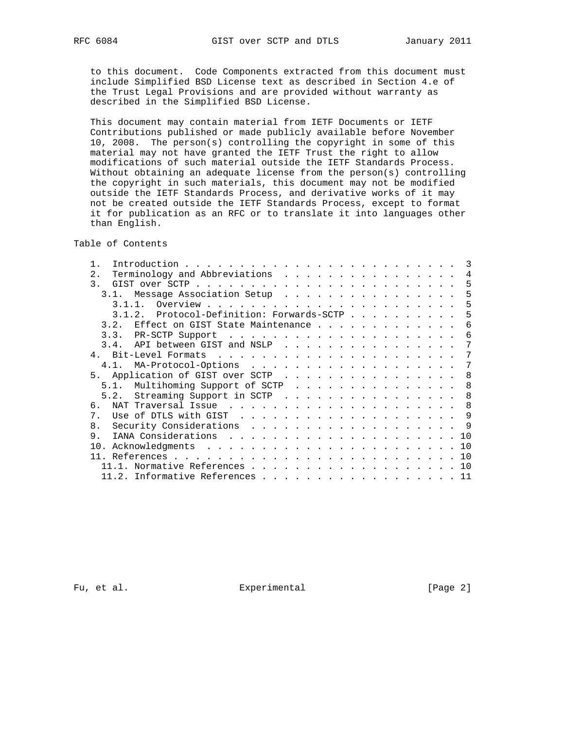to this document. Code Components extracted from this document must include Simplified BSD License text as described in Section 4.e of the Trust Legal Provisions and are provided without warranty as described in the Simplified BSD License.

This document may contain material from IETF Documents or IETF Contributions published or made publicly available before November 10, 2008. The person(s) controlling the copyright in some of this material may not have granted the IETF Trust the right to allow modifications of such material outside the IETF Standards Process. Without obtaining an adequate license from the person(s) controlling the copyright in such materials, this document may not be modified outside the IETF Standards Process, and derivative works of it may not be created outside the IETF Standards Process, except to format it for publication as an RFC or to translate it into languages other than English.

## Table of Contents

```
   1.  Introduction . . . . . . . . . . . . . . . . . . . . . . . . .  3
   2.  Terminology and Abbreviations  . . . . . . . . . . . . . . . .  4
   3.  GIST over SCTP . . . . . . . . . . . . . . . . . . . . . . . .  5
     3.1.  Message Association Setup  . . . . . . . . . . . . . . . .  5
       3.1.1.  Overview . . . . . . . . . . . . . . . . . . . . . . .  5
       3.1.2.  Protocol-Definition: Forwards-SCTP . . . . . . . . . .  5
     3.2.  Effect on GIST State Maintenance . . . . . . . . . . . . .  6
     3.3.  PR-SCTP Support  . . . . . . . . . . . . . . . . . . . . .  6
     3.4.  API between GIST and NSLP  . . . . . . . . . . . . . . . .  7
   4.  Bit-Level Formats  . . . . . . . . . . . . . . . . . . . . . .  7
     4.1.  MA-Protocol-Options  . . . . . . . . . . . . . . . . . . .  7
   5.  Application of GIST over SCTP  . . . . . . . . . . . . . . . .  8
     5.1.  Multihoming Support of SCTP  . . . . . . . . . . . . . . .  8
     5.2.  Streaming Support in SCTP  . . . . . . . . . . . . . . . .  8
   6.  NAT Traversal Issue  . . . . . . . . . . . . . . . . . . . . .  8
   7.  Use of DTLS with GIST  . . . . . . . . . . . . . . . . . . . .  9
   8.  Security Considerations  . . . . . . . . . . . . . . . . . . .  9
   9.  IANA Considerations  . . . . . . . . . . . . . . . . . . . . . 10
   10. Acknowledgments  . . . . . . . . . . . . . . . . . . . . . . . 10
   11. References . . . . . . . . . . . . . . . . . . . . . . . . . . 10
     11.1. Normative References . . . . . . . . . . . . . . . . . . . 10
     11.2. Informative References . . . . . . . . . . . . . . . . . . 11
```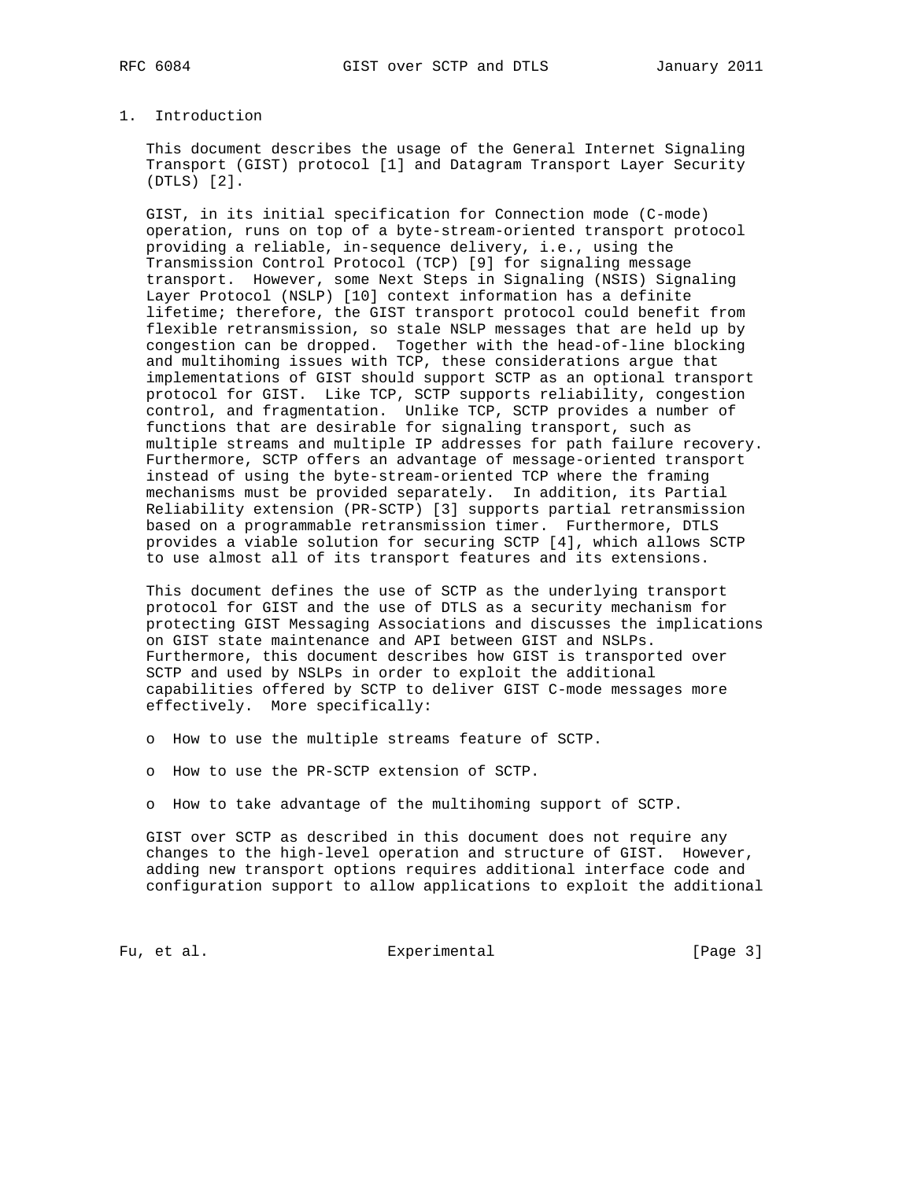# 1. Introduction

This document describes the usage of the General Internet Signaling Transport (GIST) protocol [1] and Datagram Transport Layer Security (DTLS) [2].

GIST, in its initial specification for Connection mode (C-mode) operation, runs on top of a byte-stream-oriented transport protocol providing a reliable, in-sequence delivery, i.e., using the Transmission Control Protocol (TCP) [9] for signaling message transport. However, some Next Steps in Signaling (NSIS) Signaling Layer Protocol (NSLP) [10] context information has a definite lifetime; therefore, the GIST transport protocol could benefit from flexible retransmission, so stale NSLP messages that are held up by congestion can be dropped. Together with the head-of-line blocking and multihoming issues with TCP, these considerations argue that implementations of GIST should support SCTP as an optional transport protocol for GIST. Like TCP, SCTP supports reliability, congestion control, and fragmentation. Unlike TCP, SCTP provides a number of functions that are desirable for signaling transport, such as multiple streams and multiple IP addresses for path failure recovery. Furthermore, SCTP offers an advantage of message-oriented transport instead of using the byte-stream-oriented TCP where the framing mechanisms must be provided separately. In addition, its Partial Reliability extension (PR-SCTP) [3] supports partial retransmission based on a programmable retransmission timer. Furthermore, DTLS provides a viable solution for securing SCTP [4], which allows SCTP to use almost all of its transport features and its extensions.

This document defines the use of SCTP as the underlying transport protocol for GIST and the use of DTLS as a security mechanism for protecting GIST Messaging Associations and discusses the implications on GIST state maintenance and API between GIST and NSLPs. Furthermore, this document describes how GIST is transported over SCTP and used by NSLPs in order to exploit the additional capabilities offered by SCTP to deliver GIST C-mode messages more effectively. More specifically:

- How to use the multiple streams feature of SCTP.
- How to use the PR-SCTP extension of SCTP.
- How to take advantage of the multihoming support of SCTP.

GIST over SCTP as described in this document does not require any changes to the high-level operation and structure of GIST. However, adding new transport options requires additional interface code and configuration support to allow applications to exploit the additional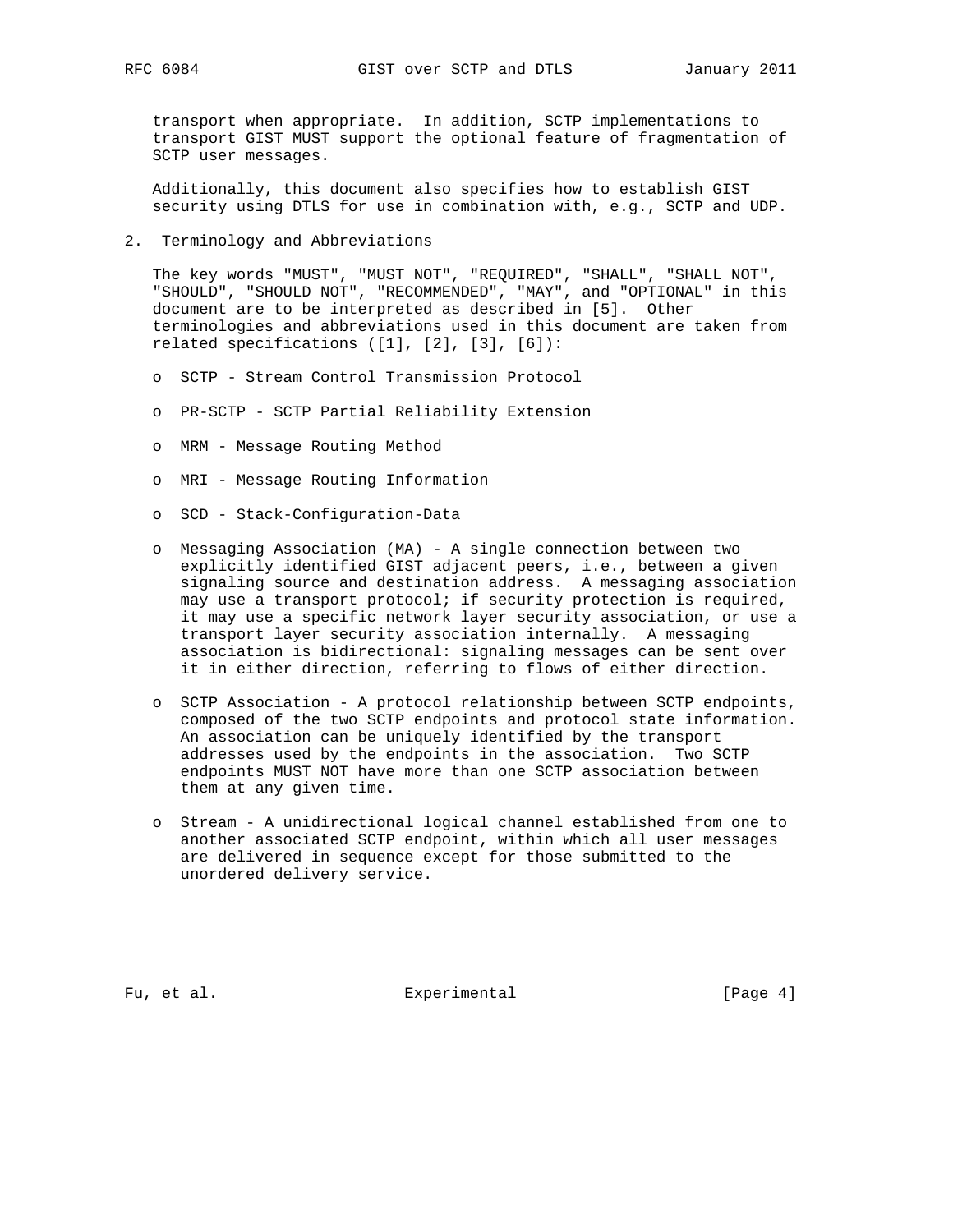transport when appropriate. In addition, SCTP implementations to transport GIST MUST support the optional feature of fragmentation of SCTP user messages.

Additionally, this document also specifies how to establish GIST security using DTLS for use in combination with, e.g., SCTP and UDP.

## 2. Terminology and Abbreviations

The key words "MUST", "MUST NOT", "REQUIRED", "SHALL", "SHALL NOT", "SHOULD", "SHOULD NOT", "RECOMMENDED", "MAY", and "OPTIONAL" in this document are to be interpreted as described in [5]. Other terminologies and abbreviations used in this document are taken from related specifications ([1], [2], [3], [6]):

- SCTP - Stream Control Transmission Protocol
- PR-SCTP - SCTP Partial Reliability Extension
- MRM - Message Routing Method
- MRI - Message Routing Information
- SCD - Stack-Configuration-Data
- Messaging Association (MA) - A single connection between two explicitly identified GIST adjacent peers, i.e., between a given signaling source and destination address. A messaging association may use a transport protocol; if security protection is required, it may use a specific network layer security association, or use a transport layer security association internally. A messaging association is bidirectional: signaling messages can be sent over it in either direction, referring to flows of either direction.
- SCTP Association - A protocol relationship between SCTP endpoints, composed of the two SCTP endpoints and protocol state information. An association can be uniquely identified by the transport addresses used by the endpoints in the association. Two SCTP endpoints MUST NOT have more than one SCTP association between them at any given time.
- Stream - A unidirectional logical channel established from one to another associated SCTP endpoint, within which all user messages are delivered in sequence except for those submitted to the unordered delivery service.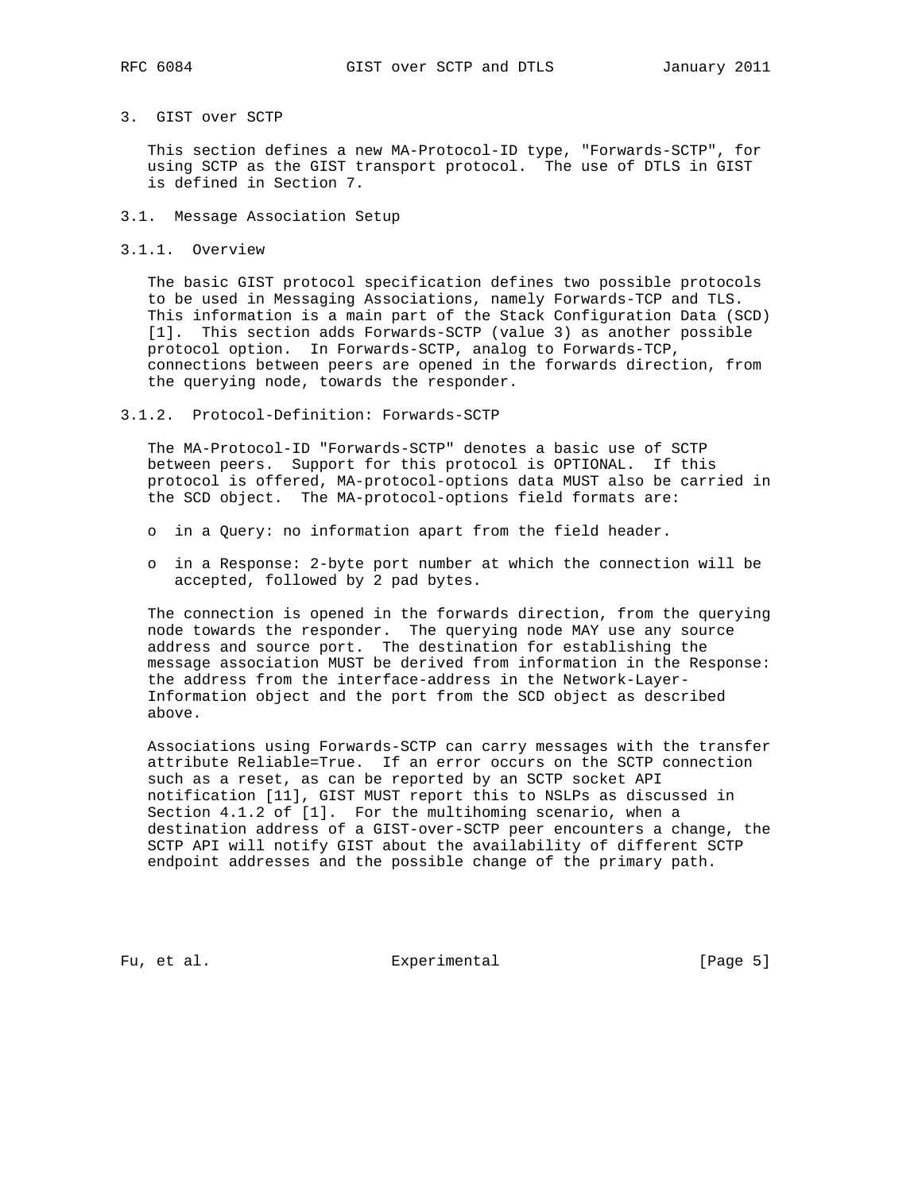## 3. GIST over SCTP

This section defines a new MA-Protocol-ID type, "Forwards-SCTP", for using SCTP as the GIST transport protocol. The use of DTLS in GIST is defined in Section 7.

### 3.1. Message Association Setup

#### 3.1.1. Overview

The basic GIST protocol specification defines two possible protocols to be used in Messaging Associations, namely Forwards-TCP and TLS. This information is a main part of the Stack Configuration Data (SCD) [1]. This section adds Forwards-SCTP (value 3) as another possible protocol option. In Forwards-SCTP, analog to Forwards-TCP, connections between peers are opened in the forwards direction, from the querying node, towards the responder.

#### 3.1.2. Protocol-Definition: Forwards-SCTP

The MA-Protocol-ID "Forwards-SCTP" denotes a basic use of SCTP between peers. Support for this protocol is OPTIONAL. If this protocol is offered, MA-protocol-options data MUST also be carried in the SCD object. The MA-protocol-options field formats are:

- in a Query: no information apart from the field header.
- in a Response: 2-byte port number at which the connection will be accepted, followed by 2 pad bytes.

The connection is opened in the forwards direction, from the querying node towards the responder. The querying node MAY use any source address and source port. The destination for establishing the message association MUST be derived from information in the Response: the address from the interface-address in the Network-Layer-Information object and the port from the SCD object as described above.

Associations using Forwards-SCTP can carry messages with the transfer attribute Reliable=True. If an error occurs on the SCTP connection such as a reset, as can be reported by an SCTP socket API notification [11], GIST MUST report this to NSLPs as discussed in Section 4.1.2 of [1]. For the multihoming scenario, when a destination address of a GIST-over-SCTP peer encounters a change, the SCTP API will notify GIST about the availability of different SCTP endpoint addresses and the possible change of the primary path.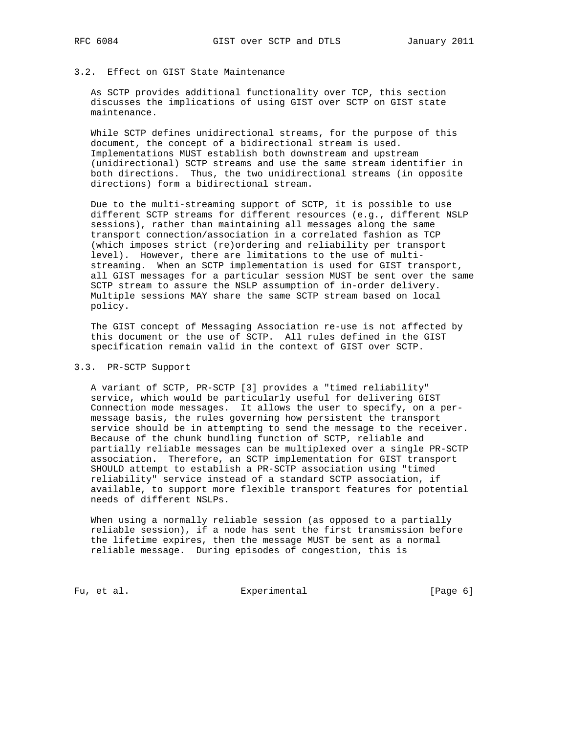### 3.2. Effect on GIST State Maintenance

As SCTP provides additional functionality over TCP, this section discusses the implications of using GIST over SCTP on GIST state maintenance.

While SCTP defines unidirectional streams, for the purpose of this document, the concept of a bidirectional stream is used. Implementations MUST establish both downstream and upstream (unidirectional) SCTP streams and use the same stream identifier in both directions. Thus, the two unidirectional streams (in opposite directions) form a bidirectional stream.

Due to the multi-streaming support of SCTP, it is possible to use different SCTP streams for different resources (e.g., different NSLP sessions), rather than maintaining all messages along the same transport connection/association in a correlated fashion as TCP (which imposes strict (re)ordering and reliability per transport level). However, there are limitations to the use of multi-streaming. When an SCTP implementation is used for GIST transport, all GIST messages for a particular session MUST be sent over the same SCTP stream to assure the NSLP assumption of in-order delivery. Multiple sessions MAY share the same SCTP stream based on local policy.

The GIST concept of Messaging Association re-use is not affected by this document or the use of SCTP. All rules defined in the GIST specification remain valid in the context of GIST over SCTP.

### 3.3. PR-SCTP Support

A variant of SCTP, PR-SCTP [3] provides a "timed reliability" service, which would be particularly useful for delivering GIST Connection mode messages. It allows the user to specify, on a per-message basis, the rules governing how persistent the transport service should be in attempting to send the message to the receiver. Because of the chunk bundling function of SCTP, reliable and partially reliable messages can be multiplexed over a single PR-SCTP association. Therefore, an SCTP implementation for GIST transport SHOULD attempt to establish a PR-SCTP association using "timed reliability" service instead of a standard SCTP association, if available, to support more flexible transport features for potential needs of different NSLPs.

When using a normally reliable session (as opposed to a partially reliable session), if a node has sent the first transmission before the lifetime expires, then the message MUST be sent as a normal reliable message. During episodes of congestion, this is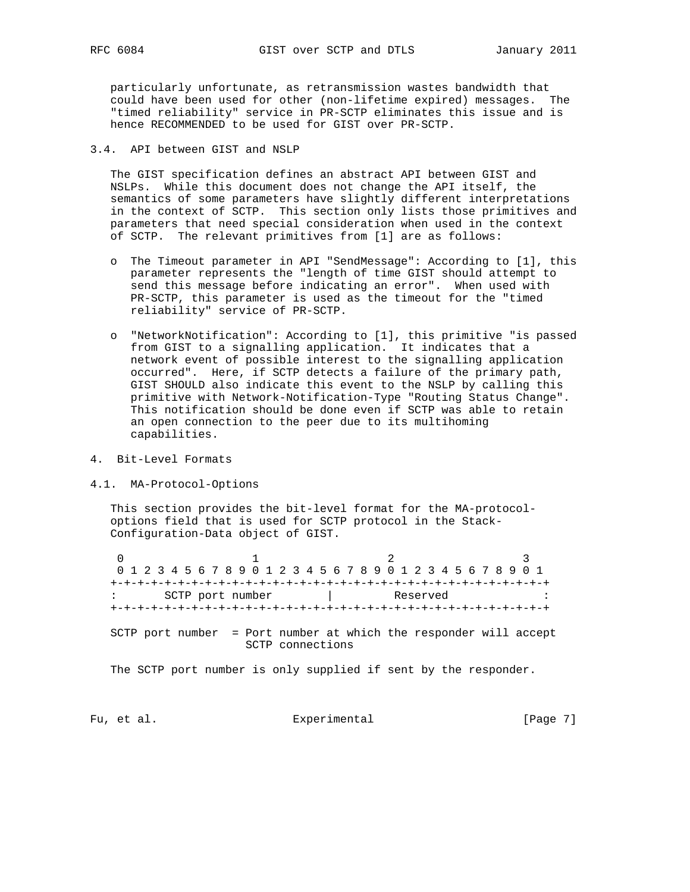particularly unfortunate, as retransmission wastes bandwidth that could have been used for other (non-lifetime expired) messages. The "timed reliability" service in PR-SCTP eliminates this issue and is hence RECOMMENDED to be used for GIST over PR-SCTP.

### 3.4. API between GIST and NSLP

The GIST specification defines an abstract API between GIST and NSLPs. While this document does not change the API itself, the semantics of some parameters have slightly different interpretations in the context of SCTP. This section only lists those primitives and parameters that need special consideration when used in the context of SCTP. The relevant primitives from [1] are as follows:

- The Timeout parameter in API "SendMessage": According to [1], this parameter represents the "length of time GIST should attempt to send this message before indicating an error". When used with PR-SCTP, this parameter is used as the timeout for the "timed reliability" service of PR-SCTP.

- "NetworkNotification": According to [1], this primitive "is passed from GIST to a signalling application. It indicates that a network event of possible interest to the signalling application occurred". Here, if SCTP detects a failure of the primary path, GIST SHOULD also indicate this event to the NSLP by calling this primitive with Network-Notification-Type "Routing Status Change". This notification should be done even if SCTP was able to retain an open connection to the peer due to its multihoming capabilities.

## 4. Bit-Level Formats

### 4.1. MA-Protocol-Options

This section provides the bit-level format for the MA-protocol-options field that is used for SCTP protocol in the Stack-Configuration-Data object of GIST.

```
 0                   1                   2                   3
 0 1 2 3 4 5 6 7 8 9 0 1 2 3 4 5 6 7 8 9 0 1 2 3 4 5 6 7 8 9 0 1
+-+-+-+-+-+-+-+-+-+-+-+-+-+-+-+-+-+-+-+-+-+-+-+-+-+-+-+-+-+-+-+-+
:       SCTP port number        |         Reserved              :
+-+-+-+-+-+-+-+-+-+-+-+-+-+-+-+-+-+-+-+-+-+-+-+-+-+-+-+-+-+-+-+-+
```

SCTP port number = Port number at which the responder will accept SCTP connections

The SCTP port number is only supplied if sent by the responder.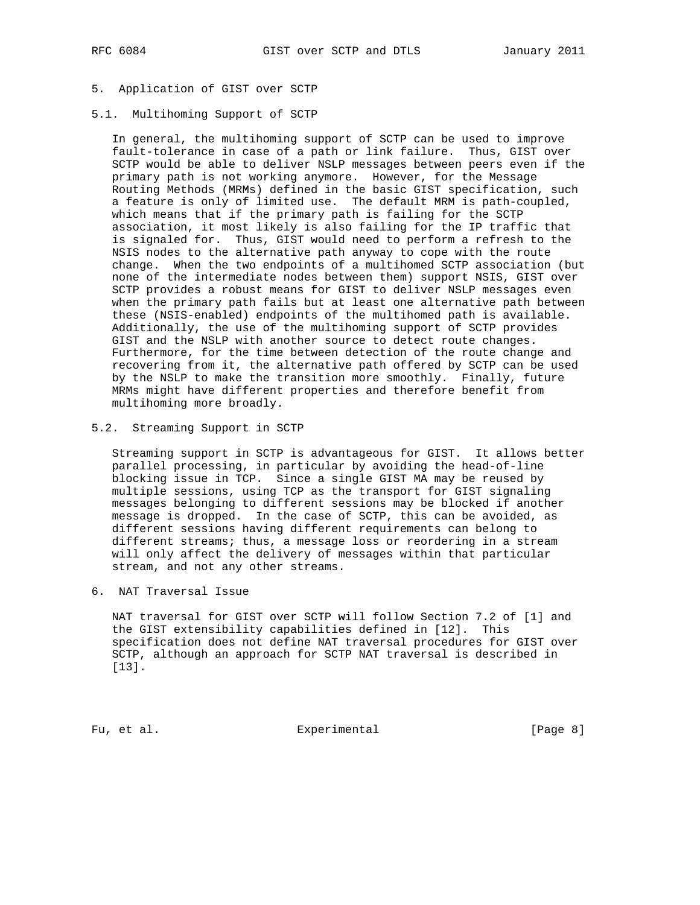## 5. Application of GIST over SCTP

### 5.1. Multihoming Support of SCTP

In general, the multihoming support of SCTP can be used to improve fault-tolerance in case of a path or link failure. Thus, GIST over SCTP would be able to deliver NSLP messages between peers even if the primary path is not working anymore. However, for the Message Routing Methods (MRMs) defined in the basic GIST specification, such a feature is only of limited use. The default MRM is path-coupled, which means that if the primary path is failing for the SCTP association, it most likely is also failing for the IP traffic that is signaled for. Thus, GIST would need to perform a refresh to the NSIS nodes to the alternative path anyway to cope with the route change. When the two endpoints of a multihomed SCTP association (but none of the intermediate nodes between them) support NSIS, GIST over SCTP provides a robust means for GIST to deliver NSLP messages even when the primary path fails but at least one alternative path between these (NSIS-enabled) endpoints of the multihomed path is available. Additionally, the use of the multihoming support of SCTP provides GIST and the NSLP with another source to detect route changes. Furthermore, for the time between detection of the route change and recovering from it, the alternative path offered by SCTP can be used by the NSLP to make the transition more smoothly. Finally, future MRMs might have different properties and therefore benefit from multihoming more broadly.

### 5.2. Streaming Support in SCTP

Streaming support in SCTP is advantageous for GIST. It allows better parallel processing, in particular by avoiding the head-of-line blocking issue in TCP. Since a single GIST MA may be reused by multiple sessions, using TCP as the transport for GIST signaling messages belonging to different sessions may be blocked if another message is dropped. In the case of SCTP, this can be avoided, as different sessions having different requirements can belong to different streams; thus, a message loss or reordering in a stream will only affect the delivery of messages within that particular stream, and not any other streams.

## 6. NAT Traversal Issue

NAT traversal for GIST over SCTP will follow Section 7.2 of [1] and the GIST extensibility capabilities defined in [12]. This specification does not define NAT traversal procedures for GIST over SCTP, although an approach for SCTP NAT traversal is described in [13].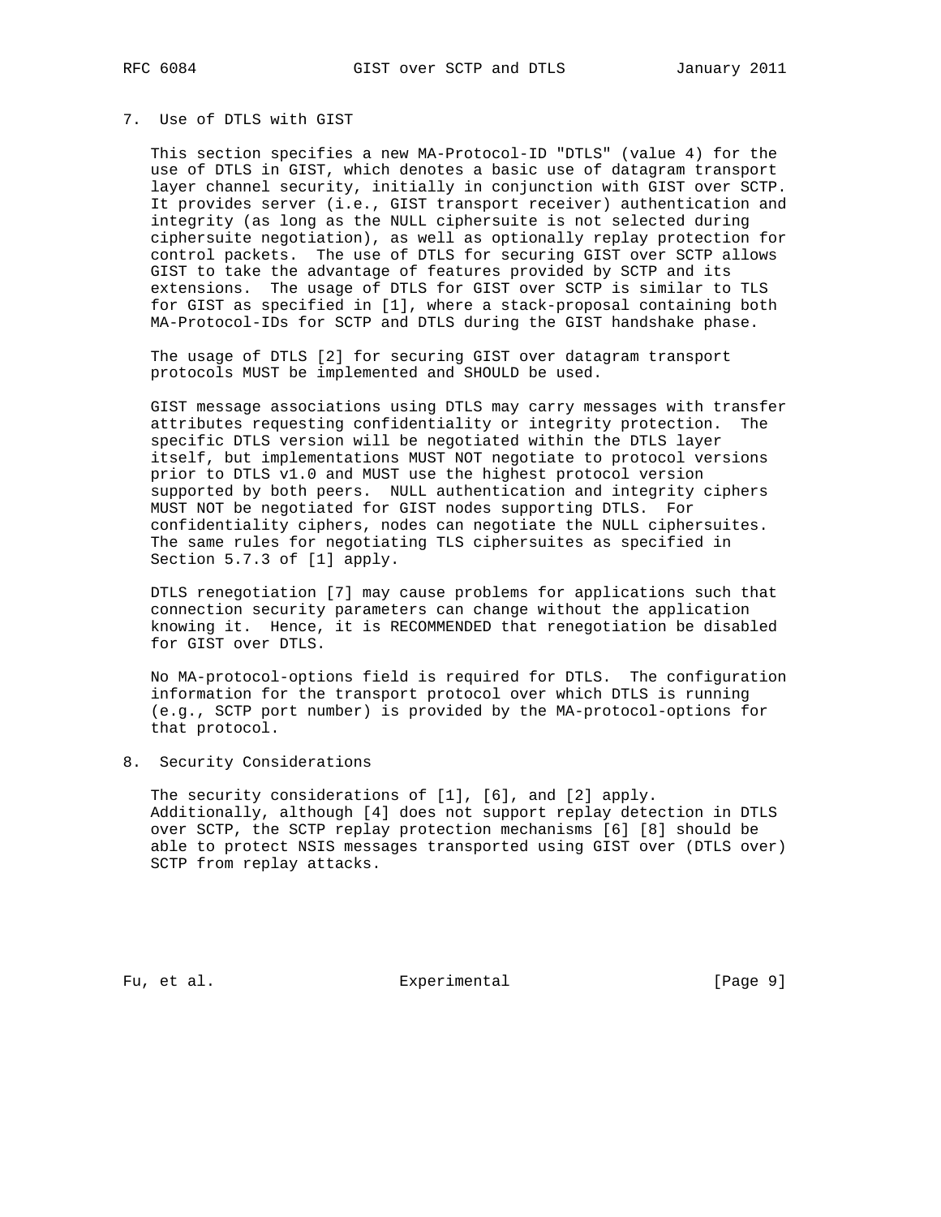## 7. Use of DTLS with GIST

This section specifies a new MA-Protocol-ID "DTLS" (value 4) for the use of DTLS in GIST, which denotes a basic use of datagram transport layer channel security, initially in conjunction with GIST over SCTP. It provides server (i.e., GIST transport receiver) authentication and integrity (as long as the NULL ciphersuite is not selected during ciphersuite negotiation), as well as optionally replay protection for control packets. The use of DTLS for securing GIST over SCTP allows GIST to take the advantage of features provided by SCTP and its extensions. The usage of DTLS for GIST over SCTP is similar to TLS for GIST as specified in [1], where a stack-proposal containing both MA-Protocol-IDs for SCTP and DTLS during the GIST handshake phase.

The usage of DTLS [2] for securing GIST over datagram transport protocols MUST be implemented and SHOULD be used.

GIST message associations using DTLS may carry messages with transfer attributes requesting confidentiality or integrity protection. The specific DTLS version will be negotiated within the DTLS layer itself, but implementations MUST NOT negotiate to protocol versions prior to DTLS v1.0 and MUST use the highest protocol version supported by both peers. NULL authentication and integrity ciphers MUST NOT be negotiated for GIST nodes supporting DTLS. For confidentiality ciphers, nodes can negotiate the NULL ciphersuites. The same rules for negotiating TLS ciphersuites as specified in Section 5.7.3 of [1] apply.

DTLS renegotiation [7] may cause problems for applications such that connection security parameters can change without the application knowing it. Hence, it is RECOMMENDED that renegotiation be disabled for GIST over DTLS.

No MA-protocol-options field is required for DTLS. The configuration information for the transport protocol over which DTLS is running (e.g., SCTP port number) is provided by the MA-protocol-options for that protocol.

## 8. Security Considerations

The security considerations of [1], [6], and [2] apply. Additionally, although [4] does not support replay detection in DTLS over SCTP, the SCTP replay protection mechanisms [6] [8] should be able to protect NSIS messages transported using GIST over (DTLS over) SCTP from replay attacks.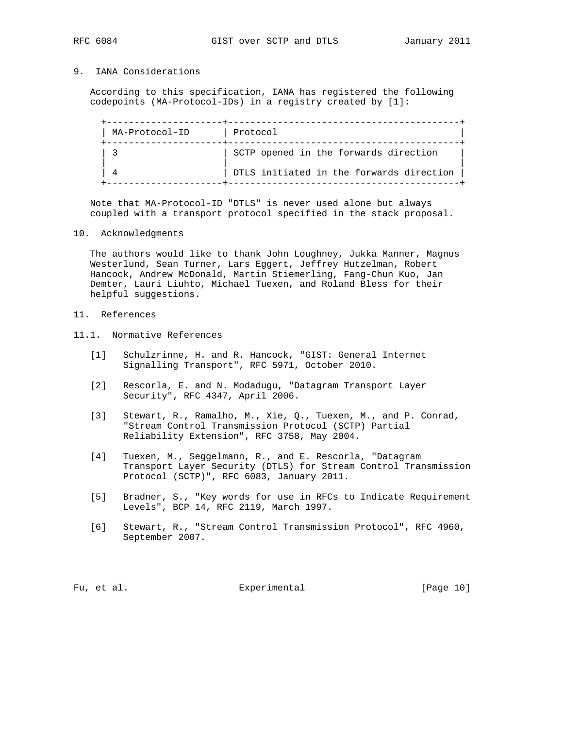## 9. IANA Considerations

According to this specification, IANA has registered the following codepoints (MA-Protocol-IDs) in a registry created by [1]:

| MA-Protocol-ID | Protocol |
|---|---|
| 3 | SCTP opened in the forwards direction |
| 4 | DTLS initiated in the forwards direction |

Note that MA-Protocol-ID "DTLS" is never used alone but always coupled with a transport protocol specified in the stack proposal.

## 10. Acknowledgments

The authors would like to thank John Loughney, Jukka Manner, Magnus Westerlund, Sean Turner, Lars Eggert, Jeffrey Hutzelman, Robert Hancock, Andrew McDonald, Martin Stiemerling, Fang-Chun Kuo, Jan Demter, Lauri Liuhto, Michael Tuexen, and Roland Bless for their helpful suggestions.

## 11. References

### 11.1. Normative References

[1] Schulzrinne, H. and R. Hancock, "GIST: General Internet Signalling Transport", RFC 5971, October 2010.

[2] Rescorla, E. and N. Modadugu, "Datagram Transport Layer Security", RFC 4347, April 2006.

[3] Stewart, R., Ramalho, M., Xie, Q., Tuexen, M., and P. Conrad, "Stream Control Transmission Protocol (SCTP) Partial Reliability Extension", RFC 3758, May 2004.

[4] Tuexen, M., Seggelmann, R., and E. Rescorla, "Datagram Transport Layer Security (DTLS) for Stream Control Transmission Protocol (SCTP)", RFC 6083, January 2011.

[5] Bradner, S., "Key words for use in RFCs to Indicate Requirement Levels", BCP 14, RFC 2119, March 1997.

[6] Stewart, R., "Stream Control Transmission Protocol", RFC 4960, September 2007.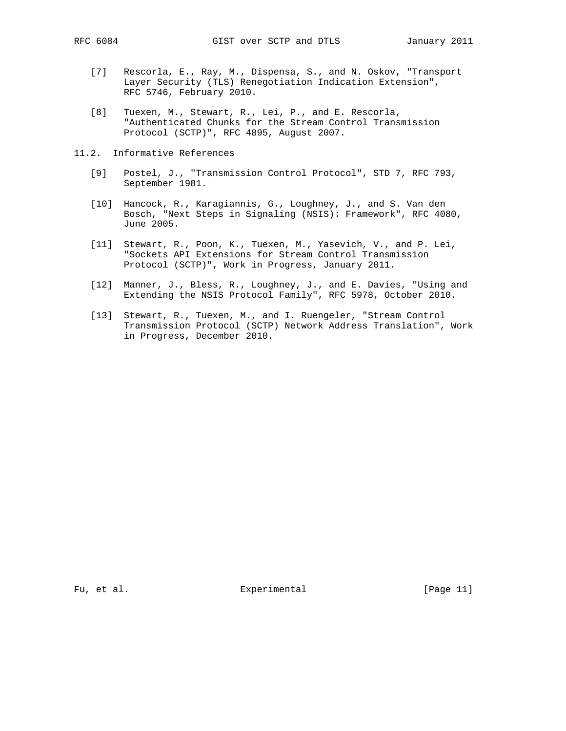[7] Rescorla, E., Ray, M., Dispensa, S., and N. Oskov, "Transport Layer Security (TLS) Renegotiation Indication Extension", RFC 5746, February 2010.

[8] Tuexen, M., Stewart, R., Lei, P., and E. Rescorla, "Authenticated Chunks for the Stream Control Transmission Protocol (SCTP)", RFC 4895, August 2007.

## 11.2. Informative References

[9] Postel, J., "Transmission Control Protocol", STD 7, RFC 793, September 1981.

[10] Hancock, R., Karagiannis, G., Loughney, J., and S. Van den Bosch, "Next Steps in Signaling (NSIS): Framework", RFC 4080, June 2005.

[11] Stewart, R., Poon, K., Tuexen, M., Yasevich, V., and P. Lei, "Sockets API Extensions for Stream Control Transmission Protocol (SCTP)", Work in Progress, January 2011.

[12] Manner, J., Bless, R., Loughney, J., and E. Davies, "Using and Extending the NSIS Protocol Family", RFC 5978, October 2010.

[13] Stewart, R., Tuexen, M., and I. Ruengeler, "Stream Control Transmission Protocol (SCTP) Network Address Translation", Work in Progress, December 2010.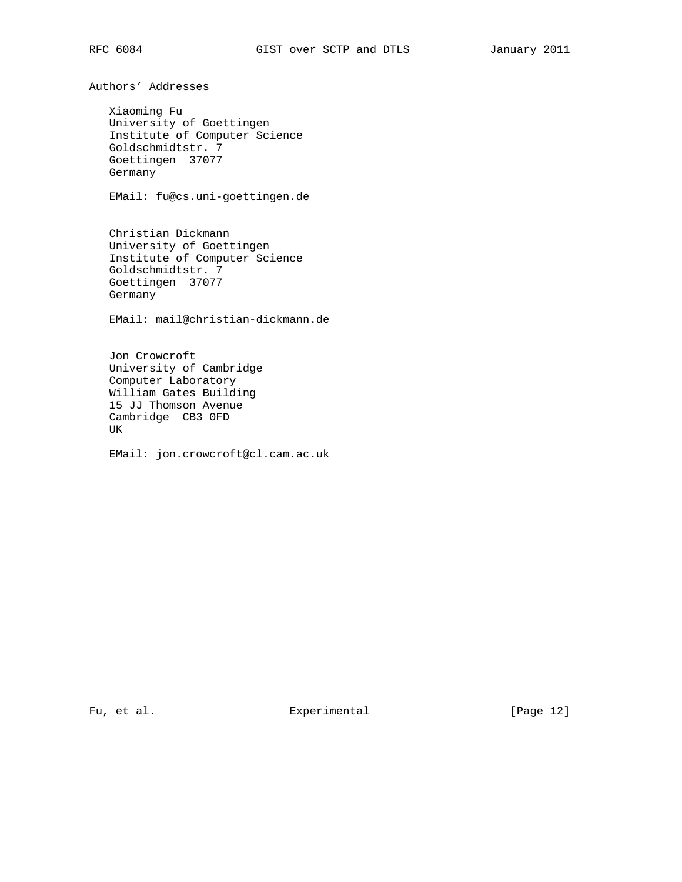## Authors' Addresses

Xiaoming Fu
University of Goettingen
Institute of Computer Science
Goldschmidtstr. 7
Goettingen 37077
Germany

EMail: fu@cs.uni-goettingen.de

Christian Dickmann
University of Goettingen
Institute of Computer Science
Goldschmidtstr. 7
Goettingen 37077
Germany

EMail: mail@christian-dickmann.de

Jon Crowcroft
University of Cambridge
Computer Laboratory
William Gates Building
15 JJ Thomson Avenue
Cambridge CB3 0FD
UK

EMail: jon.crowcroft@cl.cam.ac.uk